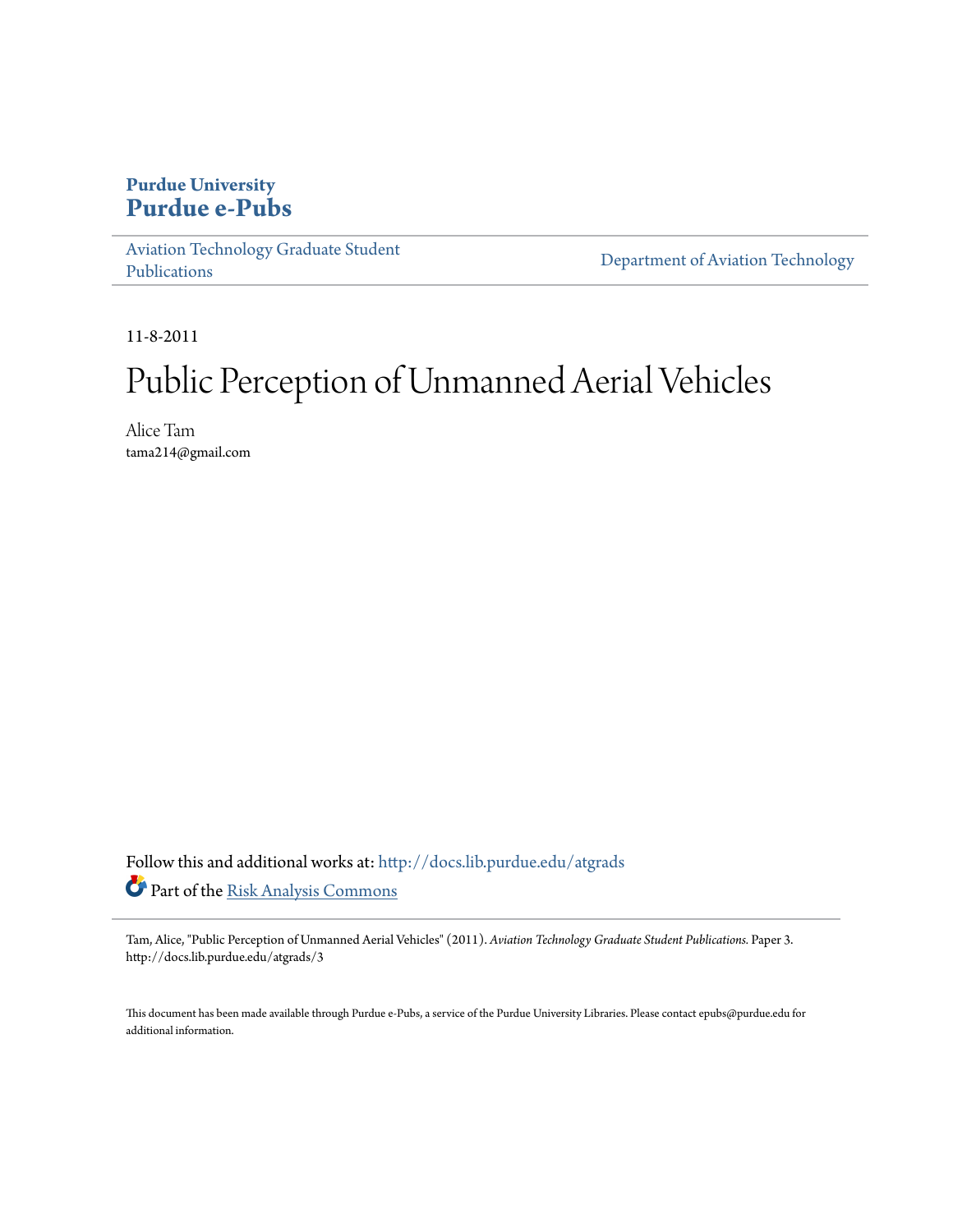**Purdue University**
**Purdue e-Pubs**

Aviation Technology Graduate Student Publications | Department of Aviation Technology

11-8-2011

# Public Perception of Unmanned Aerial Vehicles

Alice Tam
tama214@gmail.com

Follow this and additional works at: http://docs.lib.purdue.edu/atgrads

Part of the Risk Analysis Commons

Tam, Alice, "Public Perception of Unmanned Aerial Vehicles" (2011). *Aviation Technology Graduate Student Publications.* Paper 3. http://docs.lib.purdue.edu/atgrads/3

This document has been made available through Purdue e-Pubs, a service of the Purdue University Libraries. Please contact epubs@purdue.edu for additional information.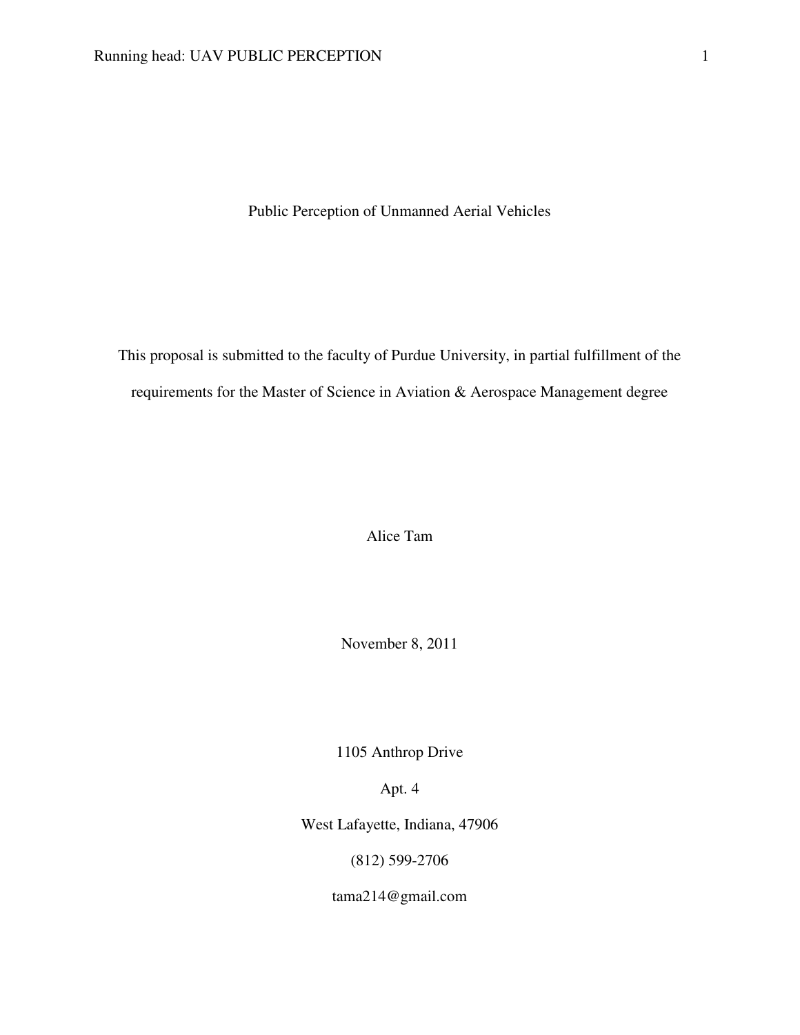# Public Perception of Unmanned Aerial Vehicles

This proposal is submitted to the faculty of Purdue University, in partial fulfillment of the requirements for the Master of Science in Aviation & Aerospace Management degree

Alice Tam

November 8, 2011

1105 Anthrop Drive

Apt. 4

West Lafayette, Indiana, 47906

(812) 599-2706

tama214@gmail.com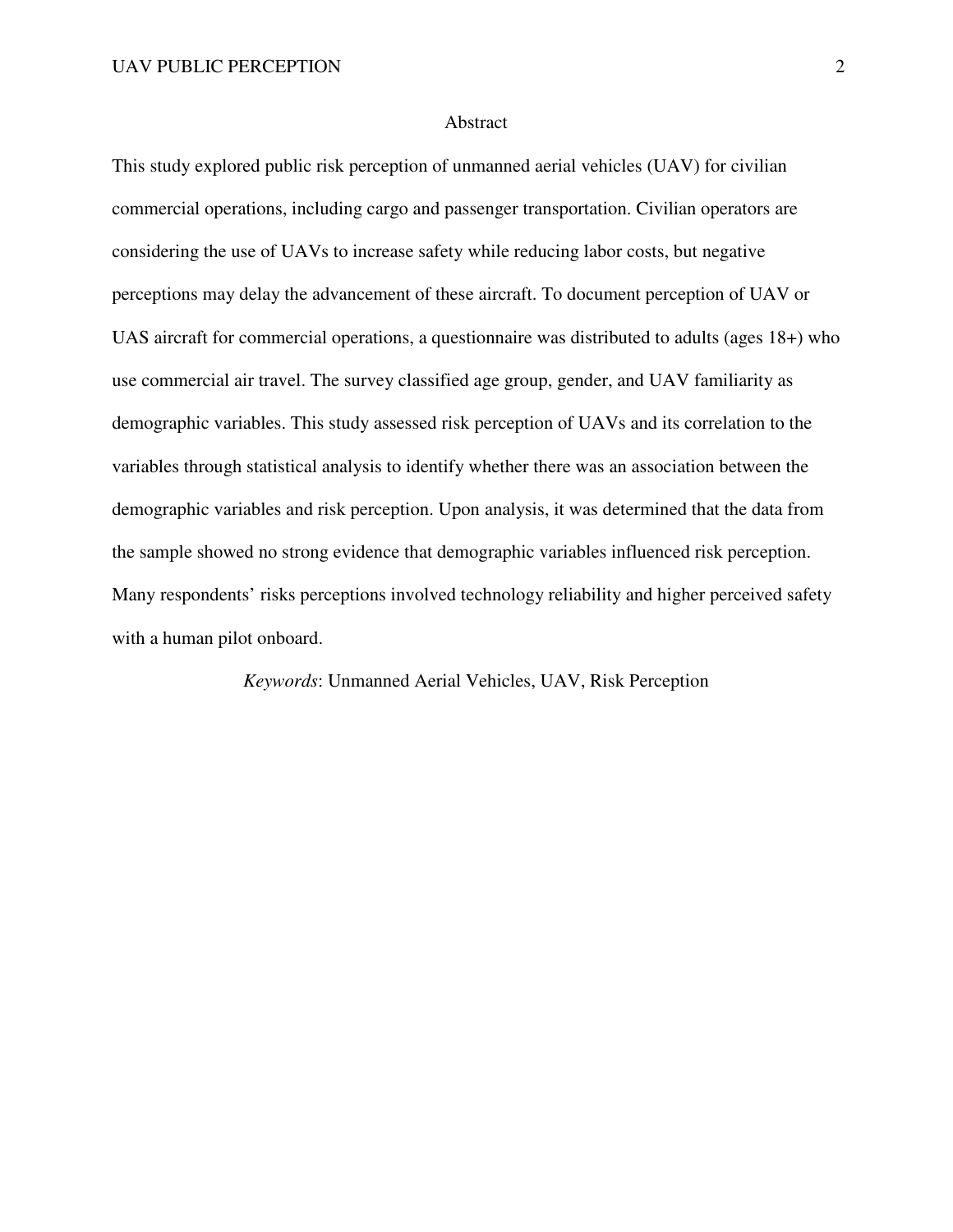## Abstract

This study explored public risk perception of unmanned aerial vehicles (UAV) for civilian commercial operations, including cargo and passenger transportation. Civilian operators are considering the use of UAVs to increase safety while reducing labor costs, but negative perceptions may delay the advancement of these aircraft. To document perception of UAV or UAS aircraft for commercial operations, a questionnaire was distributed to adults (ages 18+) who use commercial air travel. The survey classified age group, gender, and UAV familiarity as demographic variables. This study assessed risk perception of UAVs and its correlation to the variables through statistical analysis to identify whether there was an association between the demographic variables and risk perception. Upon analysis, it was determined that the data from the sample showed no strong evidence that demographic variables influenced risk perception. Many respondents' risks perceptions involved technology reliability and higher perceived safety with a human pilot onboard.

*Keywords*: Unmanned Aerial Vehicles, UAV, Risk Perception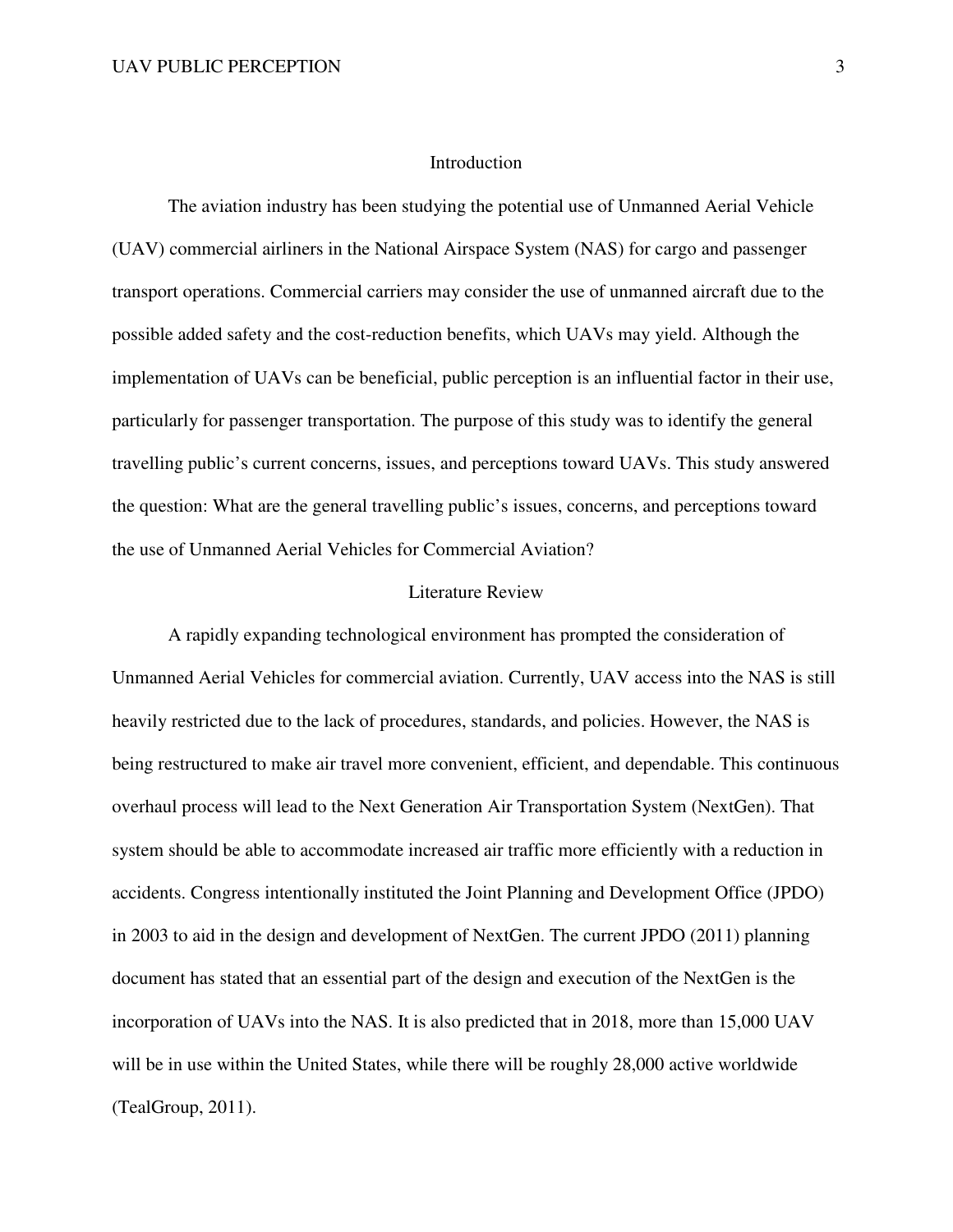## Introduction

The aviation industry has been studying the potential use of Unmanned Aerial Vehicle (UAV) commercial airliners in the National Airspace System (NAS) for cargo and passenger transport operations. Commercial carriers may consider the use of unmanned aircraft due to the possible added safety and the cost-reduction benefits, which UAVs may yield. Although the implementation of UAVs can be beneficial, public perception is an influential factor in their use, particularly for passenger transportation. The purpose of this study was to identify the general travelling public's current concerns, issues, and perceptions toward UAVs. This study answered the question: What are the general travelling public's issues, concerns, and perceptions toward the use of Unmanned Aerial Vehicles for Commercial Aviation?

## Literature Review

A rapidly expanding technological environment has prompted the consideration of Unmanned Aerial Vehicles for commercial aviation. Currently, UAV access into the NAS is still heavily restricted due to the lack of procedures, standards, and policies. However, the NAS is being restructured to make air travel more convenient, efficient, and dependable. This continuous overhaul process will lead to the Next Generation Air Transportation System (NextGen). That system should be able to accommodate increased air traffic more efficiently with a reduction in accidents. Congress intentionally instituted the Joint Planning and Development Office (JPDO) in 2003 to aid in the design and development of NextGen. The current JPDO (2011) planning document has stated that an essential part of the design and execution of the NextGen is the incorporation of UAVs into the NAS. It is also predicted that in 2018, more than 15,000 UAV will be in use within the United States, while there will be roughly 28,000 active worldwide (TealGroup, 2011).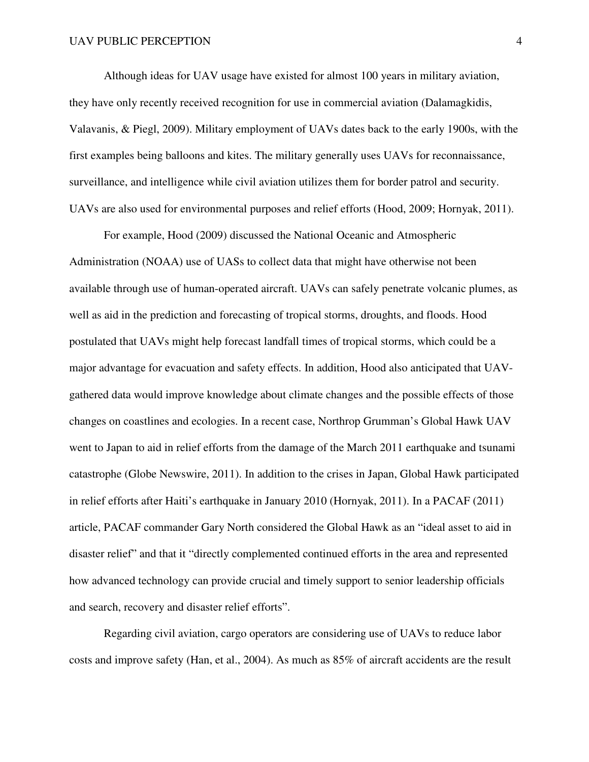Although ideas for UAV usage have existed for almost 100 years in military aviation, they have only recently received recognition for use in commercial aviation (Dalamagkidis, Valavanis, & Piegl, 2009). Military employment of UAVs dates back to the early 1900s, with the first examples being balloons and kites. The military generally uses UAVs for reconnaissance, surveillance, and intelligence while civil aviation utilizes them for border patrol and security. UAVs are also used for environmental purposes and relief efforts (Hood, 2009; Hornyak, 2011).

For example, Hood (2009) discussed the National Oceanic and Atmospheric Administration (NOAA) use of UASs to collect data that might have otherwise not been available through use of human-operated aircraft. UAVs can safely penetrate volcanic plumes, as well as aid in the prediction and forecasting of tropical storms, droughts, and floods. Hood postulated that UAVs might help forecast landfall times of tropical storms, which could be a major advantage for evacuation and safety effects. In addition, Hood also anticipated that UAV-gathered data would improve knowledge about climate changes and the possible effects of those changes on coastlines and ecologies. In a recent case, Northrop Grumman's Global Hawk UAV went to Japan to aid in relief efforts from the damage of the March 2011 earthquake and tsunami catastrophe (Globe Newswire, 2011). In addition to the crises in Japan, Global Hawk participated in relief efforts after Haiti's earthquake in January 2010 (Hornyak, 2011). In a PACAF (2011) article, PACAF commander Gary North considered the Global Hawk as an "ideal asset to aid in disaster relief" and that it "directly complemented continued efforts in the area and represented how advanced technology can provide crucial and timely support to senior leadership officials and search, recovery and disaster relief efforts".

Regarding civil aviation, cargo operators are considering use of UAVs to reduce labor costs and improve safety (Han, et al., 2004). As much as 85% of aircraft accidents are the result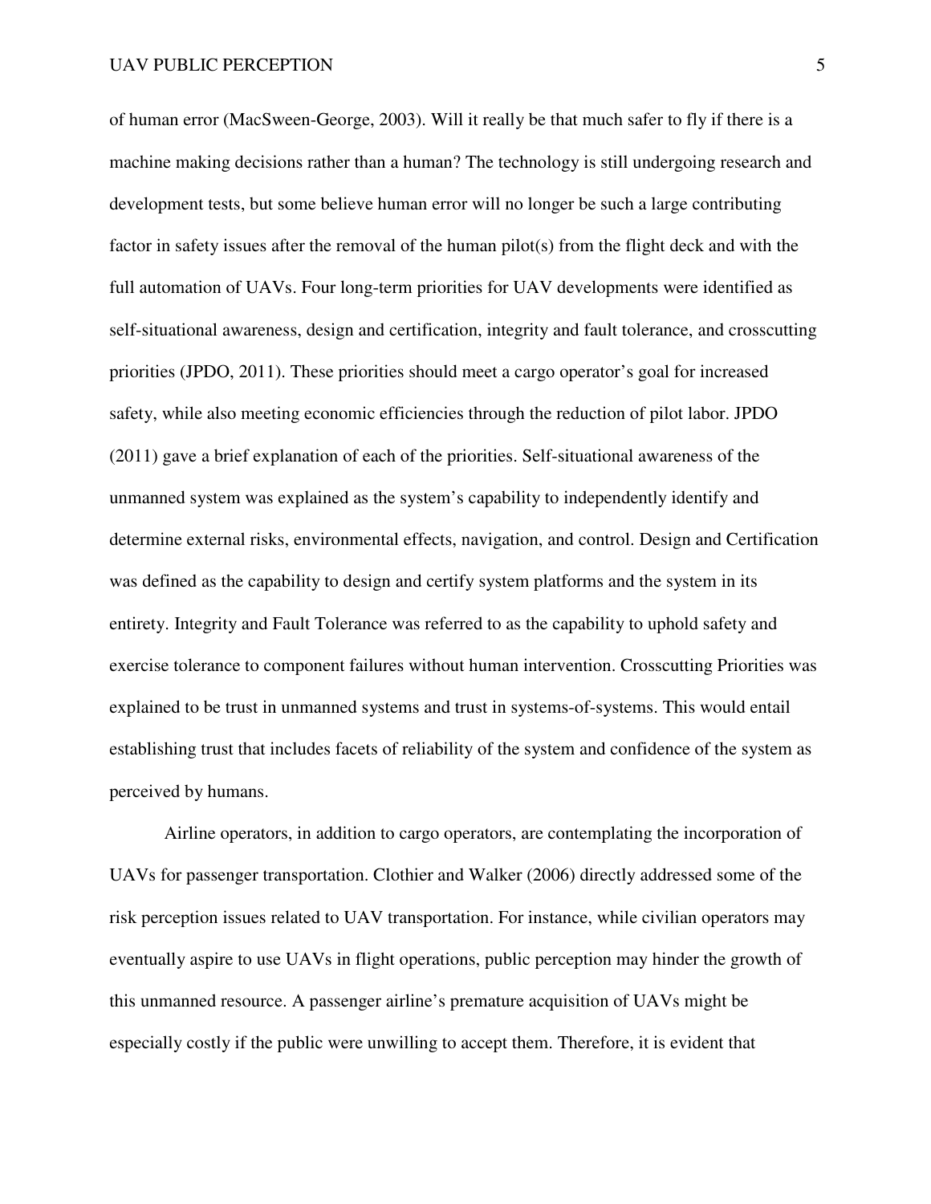of human error (MacSween-George, 2003). Will it really be that much safer to fly if there is a machine making decisions rather than a human? The technology is still undergoing research and development tests, but some believe human error will no longer be such a large contributing factor in safety issues after the removal of the human pilot(s) from the flight deck and with the full automation of UAVs. Four long-term priorities for UAV developments were identified as self-situational awareness, design and certification, integrity and fault tolerance, and crosscutting priorities (JPDO, 2011). These priorities should meet a cargo operator's goal for increased safety, while also meeting economic efficiencies through the reduction of pilot labor. JPDO (2011) gave a brief explanation of each of the priorities. Self-situational awareness of the unmanned system was explained as the system's capability to independently identify and determine external risks, environmental effects, navigation, and control. Design and Certification was defined as the capability to design and certify system platforms and the system in its entirety. Integrity and Fault Tolerance was referred to as the capability to uphold safety and exercise tolerance to component failures without human intervention. Crosscutting Priorities was explained to be trust in unmanned systems and trust in systems-of-systems. This would entail establishing trust that includes facets of reliability of the system and confidence of the system as perceived by humans.

Airline operators, in addition to cargo operators, are contemplating the incorporation of UAVs for passenger transportation. Clothier and Walker (2006) directly addressed some of the risk perception issues related to UAV transportation. For instance, while civilian operators may eventually aspire to use UAVs in flight operations, public perception may hinder the growth of this unmanned resource. A passenger airline's premature acquisition of UAVs might be especially costly if the public were unwilling to accept them. Therefore, it is evident that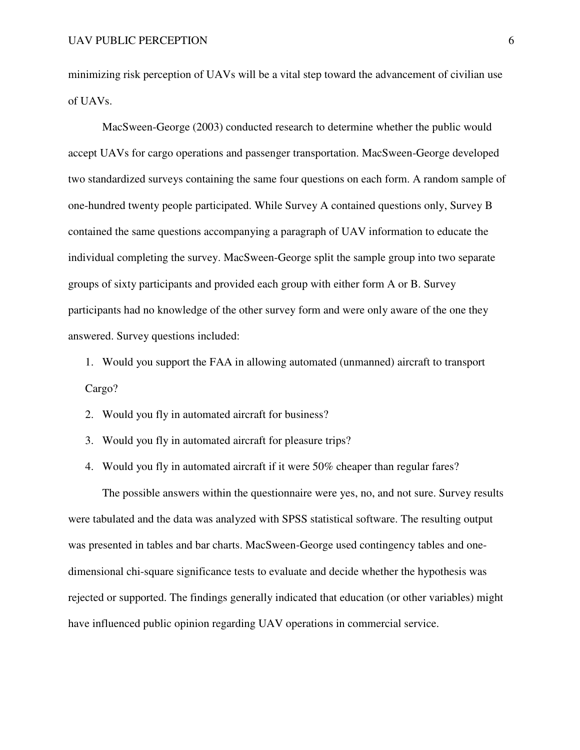minimizing risk perception of UAVs will be a vital step toward the advancement of civilian use of UAVs.

MacSween-George (2003) conducted research to determine whether the public would accept UAVs for cargo operations and passenger transportation. MacSween-George developed two standardized surveys containing the same four questions on each form. A random sample of one-hundred twenty people participated. While Survey A contained questions only, Survey B contained the same questions accompanying a paragraph of UAV information to educate the individual completing the survey. MacSween-George split the sample group into two separate groups of sixty participants and provided each group with either form A or B. Survey participants had no knowledge of the other survey form and were only aware of the one they answered. Survey questions included:

1. Would you support the FAA in allowing automated (unmanned) aircraft to transport Cargo?
2. Would you fly in automated aircraft for business?
3. Would you fly in automated aircraft for pleasure trips?
4. Would you fly in automated aircraft if it were 50% cheaper than regular fares?

The possible answers within the questionnaire were yes, no, and not sure. Survey results were tabulated and the data was analyzed with SPSS statistical software. The resulting output was presented in tables and bar charts. MacSween-George used contingency tables and one-dimensional chi-square significance tests to evaluate and decide whether the hypothesis was rejected or supported. The findings generally indicated that education (or other variables) might have influenced public opinion regarding UAV operations in commercial service.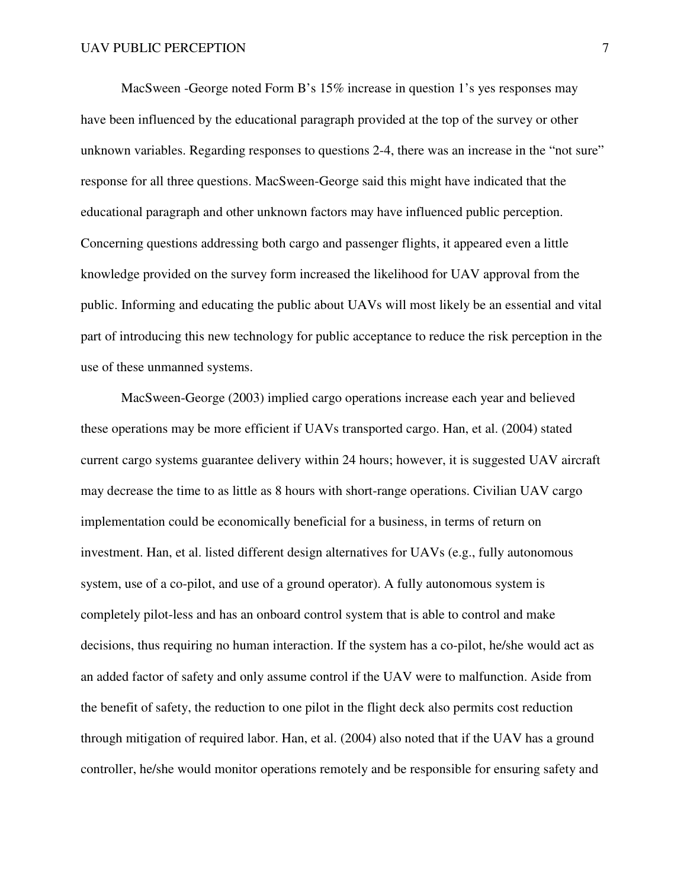MacSween -George noted Form B's 15% increase in question 1's yes responses may have been influenced by the educational paragraph provided at the top of the survey or other unknown variables. Regarding responses to questions 2-4, there was an increase in the "not sure" response for all three questions. MacSween-George said this might have indicated that the educational paragraph and other unknown factors may have influenced public perception. Concerning questions addressing both cargo and passenger flights, it appeared even a little knowledge provided on the survey form increased the likelihood for UAV approval from the public. Informing and educating the public about UAVs will most likely be an essential and vital part of introducing this new technology for public acceptance to reduce the risk perception in the use of these unmanned systems.

MacSween-George (2003) implied cargo operations increase each year and believed these operations may be more efficient if UAVs transported cargo. Han, et al. (2004) stated current cargo systems guarantee delivery within 24 hours; however, it is suggested UAV aircraft may decrease the time to as little as 8 hours with short-range operations. Civilian UAV cargo implementation could be economically beneficial for a business, in terms of return on investment. Han, et al. listed different design alternatives for UAVs (e.g., fully autonomous system, use of a co-pilot, and use of a ground operator). A fully autonomous system is completely pilot-less and has an onboard control system that is able to control and make decisions, thus requiring no human interaction. If the system has a co-pilot, he/she would act as an added factor of safety and only assume control if the UAV were to malfunction. Aside from the benefit of safety, the reduction to one pilot in the flight deck also permits cost reduction through mitigation of required labor. Han, et al. (2004) also noted that if the UAV has a ground controller, he/she would monitor operations remotely and be responsible for ensuring safety and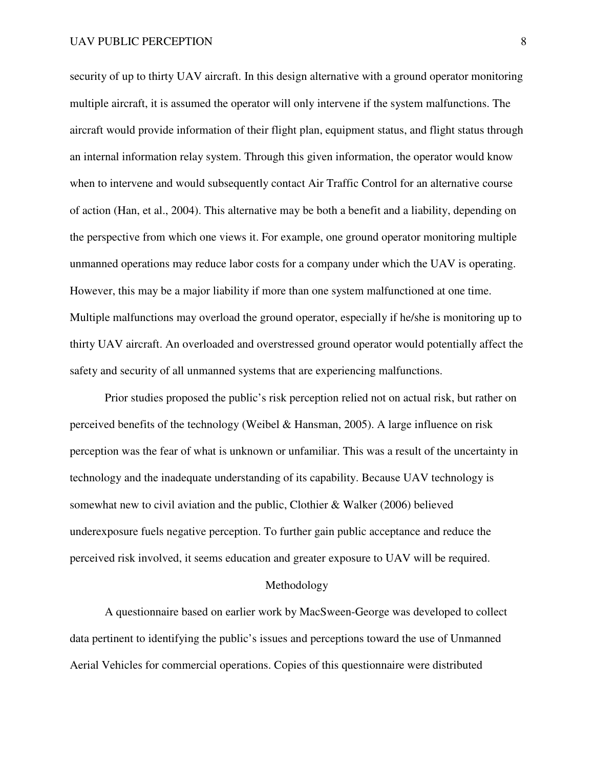security of up to thirty UAV aircraft. In this design alternative with a ground operator monitoring multiple aircraft, it is assumed the operator will only intervene if the system malfunctions. The aircraft would provide information of their flight plan, equipment status, and flight status through an internal information relay system. Through this given information, the operator would know when to intervene and would subsequently contact Air Traffic Control for an alternative course of action (Han, et al., 2004). This alternative may be both a benefit and a liability, depending on the perspective from which one views it. For example, one ground operator monitoring multiple unmanned operations may reduce labor costs for a company under which the UAV is operating. However, this may be a major liability if more than one system malfunctioned at one time. Multiple malfunctions may overload the ground operator, especially if he/she is monitoring up to thirty UAV aircraft. An overloaded and overstressed ground operator would potentially affect the safety and security of all unmanned systems that are experiencing malfunctions.

Prior studies proposed the public's risk perception relied not on actual risk, but rather on perceived benefits of the technology (Weibel & Hansman, 2005). A large influence on risk perception was the fear of what is unknown or unfamiliar. This was a result of the uncertainty in technology and the inadequate understanding of its capability. Because UAV technology is somewhat new to civil aviation and the public, Clothier & Walker (2006) believed underexposure fuels negative perception. To further gain public acceptance and reduce the perceived risk involved, it seems education and greater exposure to UAV will be required.

## Methodology

A questionnaire based on earlier work by MacSween-George was developed to collect data pertinent to identifying the public's issues and perceptions toward the use of Unmanned Aerial Vehicles for commercial operations. Copies of this questionnaire were distributed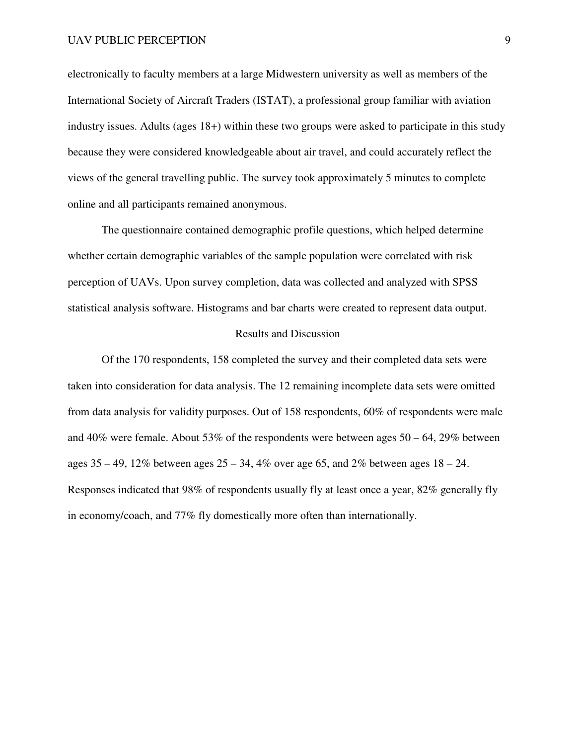electronically to faculty members at a large Midwestern university as well as members of the International Society of Aircraft Traders (ISTAT), a professional group familiar with aviation industry issues. Adults (ages 18+) within these two groups were asked to participate in this study because they were considered knowledgeable about air travel, and could accurately reflect the views of the general travelling public. The survey took approximately 5 minutes to complete online and all participants remained anonymous.

The questionnaire contained demographic profile questions, which helped determine whether certain demographic variables of the sample population were correlated with risk perception of UAVs. Upon survey completion, data was collected and analyzed with SPSS statistical analysis software. Histograms and bar charts were created to represent data output.

## Results and Discussion

Of the 170 respondents, 158 completed the survey and their completed data sets were taken into consideration for data analysis. The 12 remaining incomplete data sets were omitted from data analysis for validity purposes. Out of 158 respondents, 60% of respondents were male and 40% were female. About 53% of the respondents were between ages 50 – 64, 29% between ages 35 – 49, 12% between ages 25 – 34, 4% over age 65, and 2% between ages 18 – 24. Responses indicated that 98% of respondents usually fly at least once a year, 82% generally fly in economy/coach, and 77% fly domestically more often than internationally.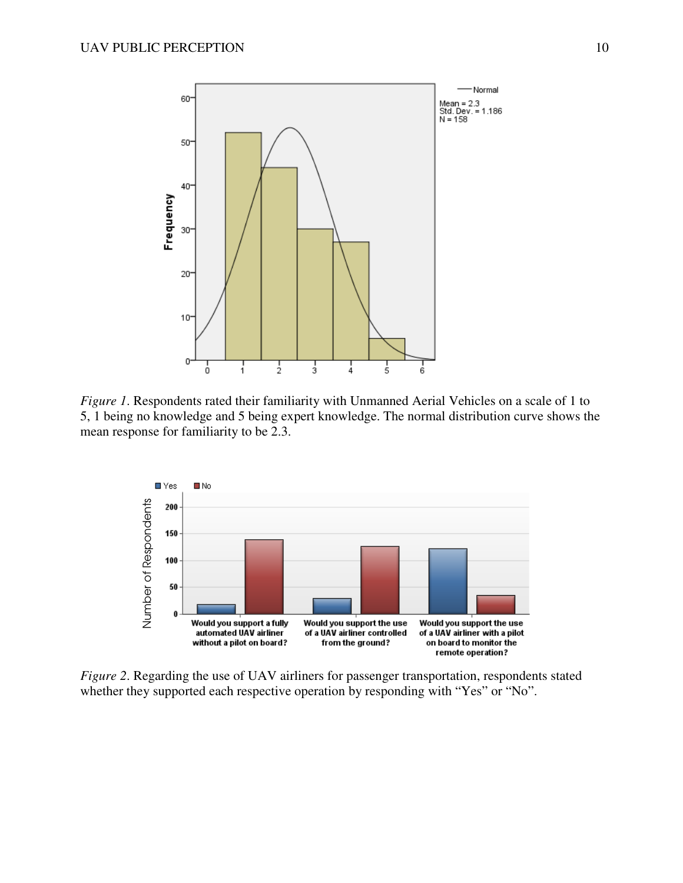*Figure 1*. Respondents rated their familiarity with Unmanned Aerial Vehicles on a scale of 1 to 5, 1 being no knowledge and 5 being expert knowledge. The normal distribution curve shows the mean response for familiarity to be 2.3.

*Figure 2*. Regarding the use of UAV airliners for passenger transportation, respondents stated whether they supported each respective operation by responding with "Yes" or "No".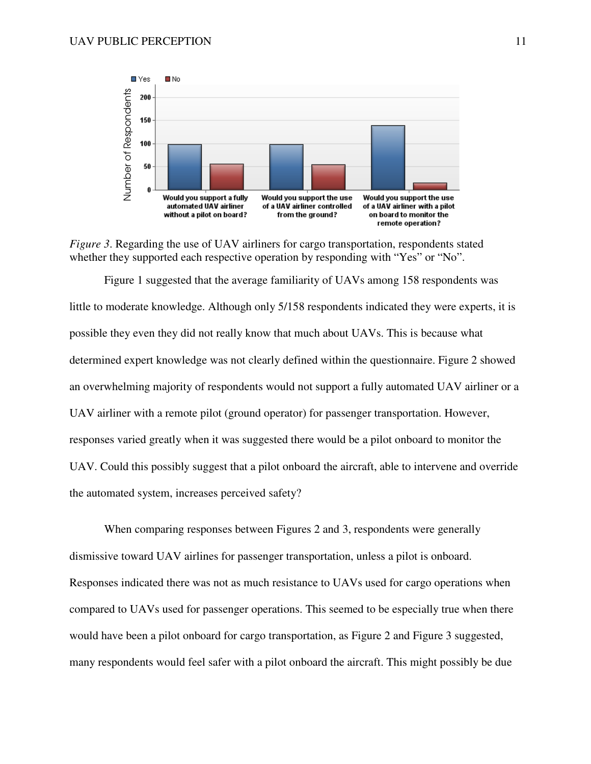*Figure 3*. Regarding the use of UAV airliners for cargo transportation, respondents stated whether they supported each respective operation by responding with "Yes" or "No".

Figure 1 suggested that the average familiarity of UAVs among 158 respondents was little to moderate knowledge. Although only 5/158 respondents indicated they were experts, it is possible they even they did not really know that much about UAVs. This is because what determined expert knowledge was not clearly defined within the questionnaire. Figure 2 showed an overwhelming majority of respondents would not support a fully automated UAV airliner or a UAV airliner with a remote pilot (ground operator) for passenger transportation. However, responses varied greatly when it was suggested there would be a pilot onboard to monitor the UAV. Could this possibly suggest that a pilot onboard the aircraft, able to intervene and override the automated system, increases perceived safety?

When comparing responses between Figures 2 and 3, respondents were generally dismissive toward UAV airlines for passenger transportation, unless a pilot is onboard. Responses indicated there was not as much resistance to UAVs used for cargo operations when compared to UAVs used for passenger operations. This seemed to be especially true when there would have been a pilot onboard for cargo transportation, as Figure 2 and Figure 3 suggested, many respondents would feel safer with a pilot onboard the aircraft. This might possibly be due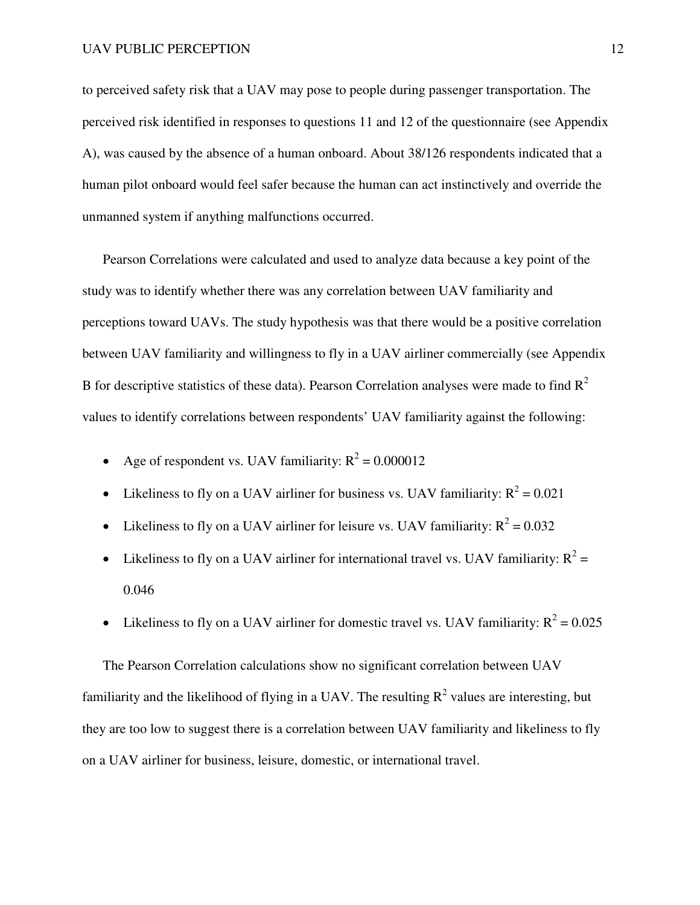to perceived safety risk that a UAV may pose to people during passenger transportation. The perceived risk identified in responses to questions 11 and 12 of the questionnaire (see Appendix A), was caused by the absence of a human onboard. About 38/126 respondents indicated that a human pilot onboard would feel safer because the human can act instinctively and override the unmanned system if anything malfunctions occurred.

Pearson Correlations were calculated and used to analyze data because a key point of the study was to identify whether there was any correlation between UAV familiarity and perceptions toward UAVs. The study hypothesis was that there would be a positive correlation between UAV familiarity and willingness to fly in a UAV airliner commercially (see Appendix B for descriptive statistics of these data). Pearson Correlation analyses were made to find $R^2$ values to identify correlations between respondents' UAV familiarity against the following:

- Age of respondent vs. UAV familiarity: $R^2 = 0.000012$
- Likeliness to fly on a UAV airliner for business vs. UAV familiarity: $R^2 = 0.021$
- Likeliness to fly on a UAV airliner for leisure vs. UAV familiarity: $R^2 = 0.032$
- Likeliness to fly on a UAV airliner for international travel vs. UAV familiarity: $R^2 = 0.046$
- Likeliness to fly on a UAV airliner for domestic travel vs. UAV familiarity: $R^2 = 0.025$

The Pearson Correlation calculations show no significant correlation between UAV familiarity and the likelihood of flying in a UAV. The resulting $R^2$ values are interesting, but they are too low to suggest there is a correlation between UAV familiarity and likeliness to fly on a UAV airliner for business, leisure, domestic, or international travel.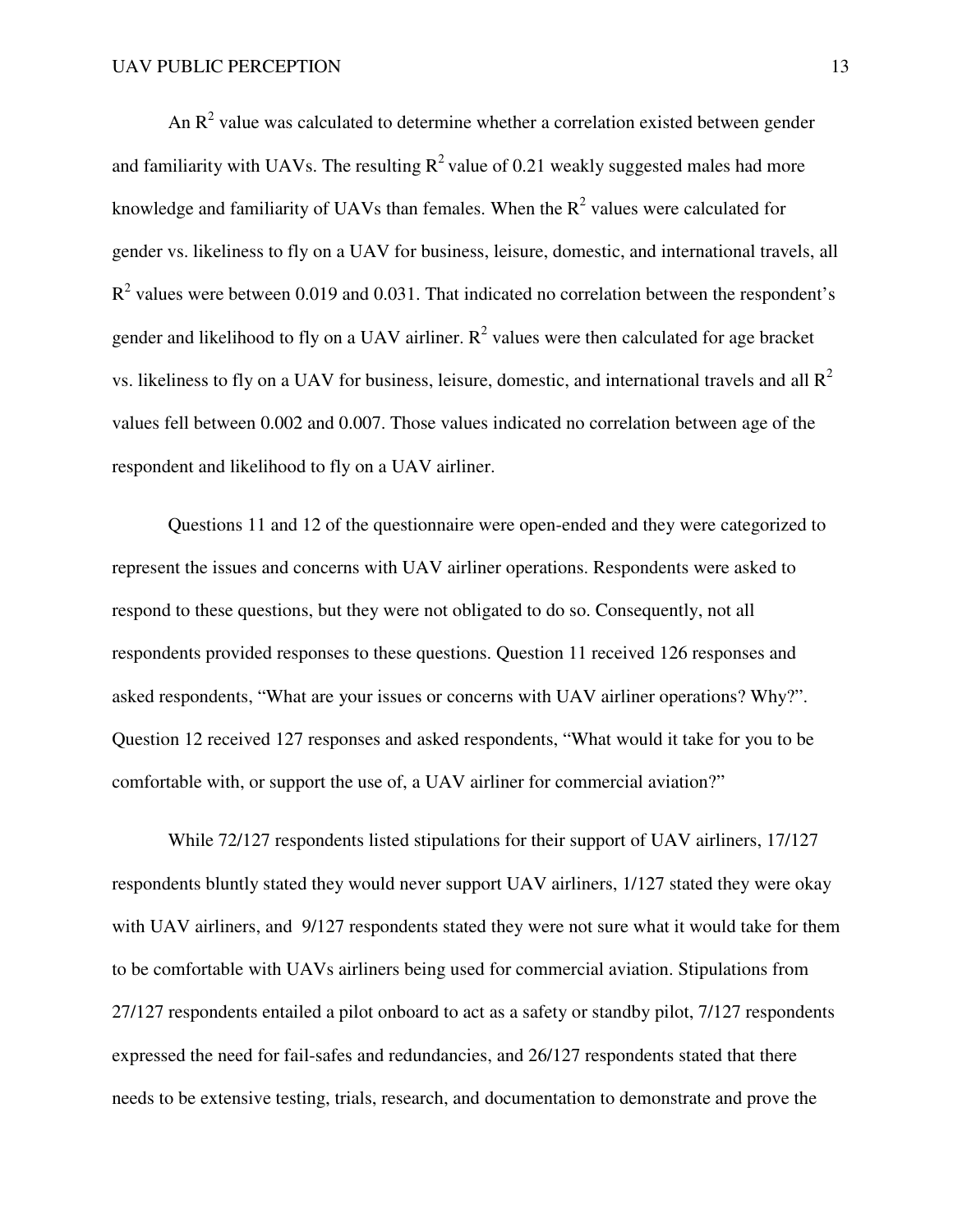An $R^2$ value was calculated to determine whether a correlation existed between gender and familiarity with UAVs. The resulting $R^2$ value of 0.21 weakly suggested males had more knowledge and familiarity of UAVs than females. When the $R^2$ values were calculated for gender vs. likeliness to fly on a UAV for business, leisure, domestic, and international travels, all $R^2$ values were between 0.019 and 0.031. That indicated no correlation between the respondent's gender and likelihood to fly on a UAV airliner. $R^2$ values were then calculated for age bracket vs. likeliness to fly on a UAV for business, leisure, domestic, and international travels and all $R^2$ values fell between 0.002 and 0.007. Those values indicated no correlation between age of the respondent and likelihood to fly on a UAV airliner.

Questions 11 and 12 of the questionnaire were open-ended and they were categorized to represent the issues and concerns with UAV airliner operations. Respondents were asked to respond to these questions, but they were not obligated to do so. Consequently, not all respondents provided responses to these questions. Question 11 received 126 responses and asked respondents, "What are your issues or concerns with UAV airliner operations? Why?". Question 12 received 127 responses and asked respondents, "What would it take for you to be comfortable with, or support the use of, a UAV airliner for commercial aviation?"

While 72/127 respondents listed stipulations for their support of UAV airliners, 17/127 respondents bluntly stated they would never support UAV airliners, 1/127 stated they were okay with UAV airliners, and 9/127 respondents stated they were not sure what it would take for them to be comfortable with UAVs airliners being used for commercial aviation. Stipulations from 27/127 respondents entailed a pilot onboard to act as a safety or standby pilot, 7/127 respondents expressed the need for fail-safes and redundancies, and 26/127 respondents stated that there needs to be extensive testing, trials, research, and documentation to demonstrate and prove the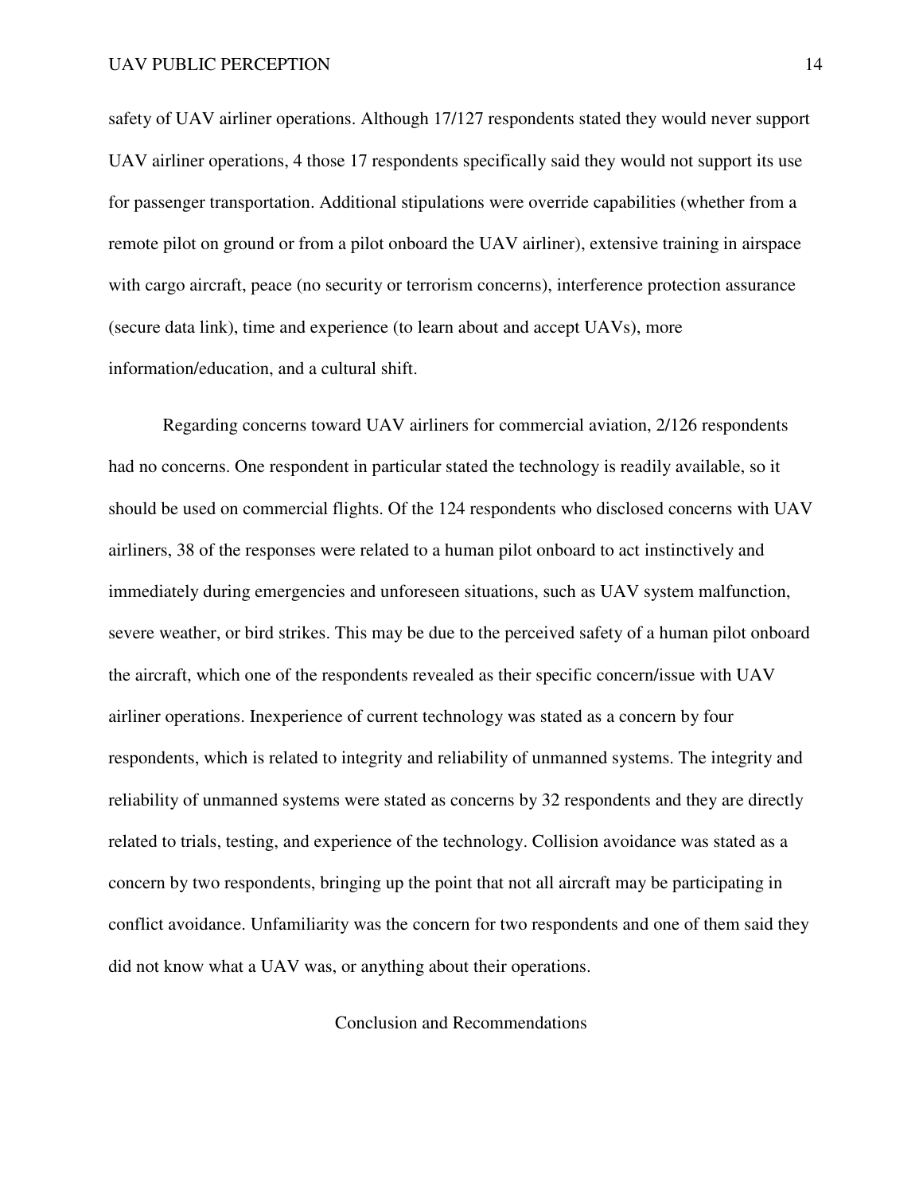safety of UAV airliner operations. Although 17/127 respondents stated they would never support UAV airliner operations, 4 those 17 respondents specifically said they would not support its use for passenger transportation. Additional stipulations were override capabilities (whether from a remote pilot on ground or from a pilot onboard the UAV airliner), extensive training in airspace with cargo aircraft, peace (no security or terrorism concerns), interference protection assurance (secure data link), time and experience (to learn about and accept UAVs), more information/education, and a cultural shift.

Regarding concerns toward UAV airliners for commercial aviation, 2/126 respondents had no concerns. One respondent in particular stated the technology is readily available, so it should be used on commercial flights. Of the 124 respondents who disclosed concerns with UAV airliners, 38 of the responses were related to a human pilot onboard to act instinctively and immediately during emergencies and unforeseen situations, such as UAV system malfunction, severe weather, or bird strikes. This may be due to the perceived safety of a human pilot onboard the aircraft, which one of the respondents revealed as their specific concern/issue with UAV airliner operations. Inexperience of current technology was stated as a concern by four respondents, which is related to integrity and reliability of unmanned systems. The integrity and reliability of unmanned systems were stated as concerns by 32 respondents and they are directly related to trials, testing, and experience of the technology. Collision avoidance was stated as a concern by two respondents, bringing up the point that not all aircraft may be participating in conflict avoidance. Unfamiliarity was the concern for two respondents and one of them said they did not know what a UAV was, or anything about their operations.

## Conclusion and Recommendations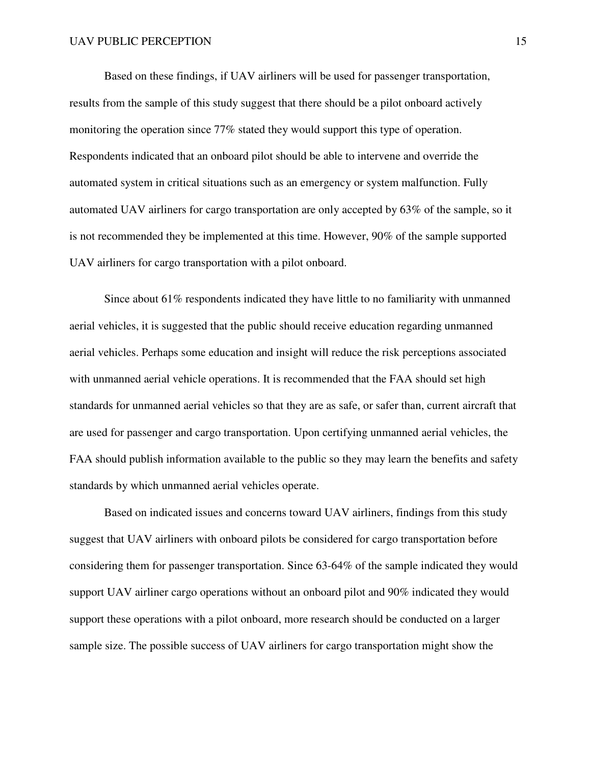Based on these findings, if UAV airliners will be used for passenger transportation, results from the sample of this study suggest that there should be a pilot onboard actively monitoring the operation since 77% stated they would support this type of operation. Respondents indicated that an onboard pilot should be able to intervene and override the automated system in critical situations such as an emergency or system malfunction. Fully automated UAV airliners for cargo transportation are only accepted by 63% of the sample, so it is not recommended they be implemented at this time. However, 90% of the sample supported UAV airliners for cargo transportation with a pilot onboard.

Since about 61% respondents indicated they have little to no familiarity with unmanned aerial vehicles, it is suggested that the public should receive education regarding unmanned aerial vehicles. Perhaps some education and insight will reduce the risk perceptions associated with unmanned aerial vehicle operations. It is recommended that the FAA should set high standards for unmanned aerial vehicles so that they are as safe, or safer than, current aircraft that are used for passenger and cargo transportation. Upon certifying unmanned aerial vehicles, the FAA should publish information available to the public so they may learn the benefits and safety standards by which unmanned aerial vehicles operate.

Based on indicated issues and concerns toward UAV airliners, findings from this study suggest that UAV airliners with onboard pilots be considered for cargo transportation before considering them for passenger transportation. Since 63-64% of the sample indicated they would support UAV airliner cargo operations without an onboard pilot and 90% indicated they would support these operations with a pilot onboard, more research should be conducted on a larger sample size. The possible success of UAV airliners for cargo transportation might show the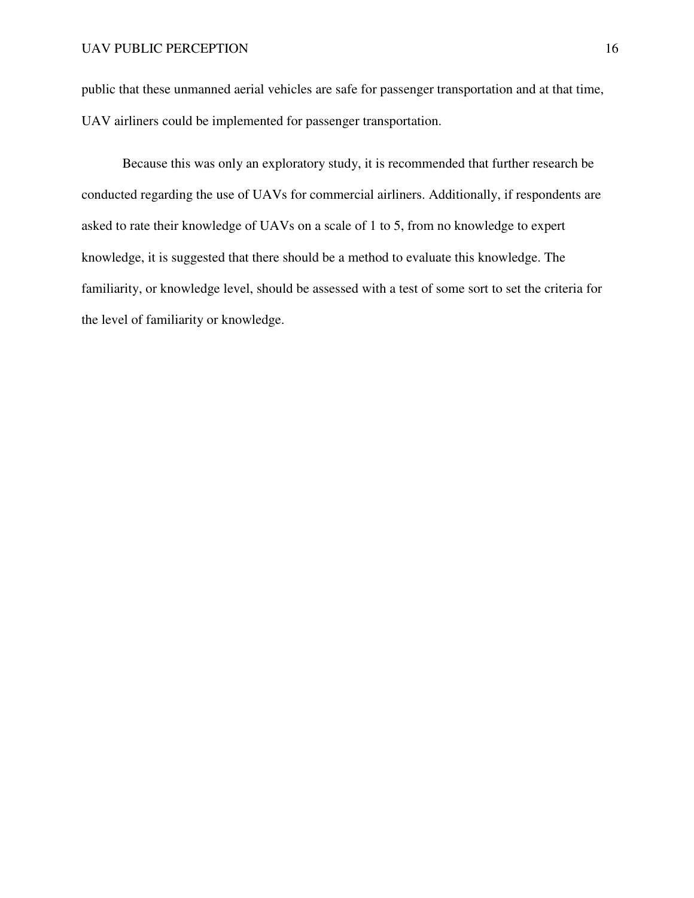public that these unmanned aerial vehicles are safe for passenger transportation and at that time, UAV airliners could be implemented for passenger transportation.

Because this was only an exploratory study, it is recommended that further research be conducted regarding the use of UAVs for commercial airliners. Additionally, if respondents are asked to rate their knowledge of UAVs on a scale of 1 to 5, from no knowledge to expert knowledge, it is suggested that there should be a method to evaluate this knowledge. The familiarity, or knowledge level, should be assessed with a test of some sort to set the criteria for the level of familiarity or knowledge.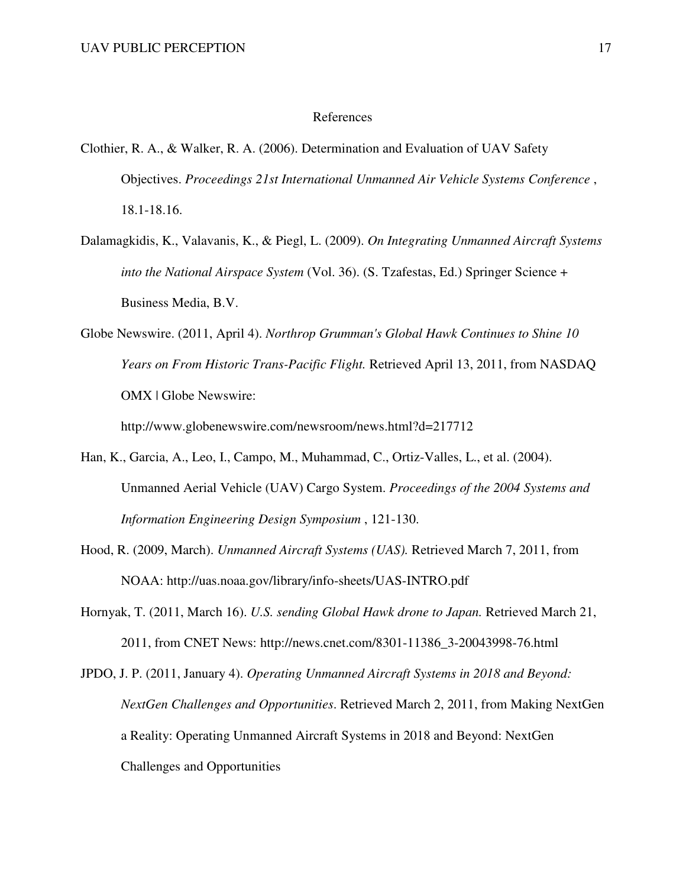# References

Clothier, R. A., & Walker, R. A. (2006). Determination and Evaluation of UAV Safety Objectives. *Proceedings 21st International Unmanned Air Vehicle Systems Conference* , 18.1-18.16.

Dalamagkidis, K., Valavanis, K., & Piegl, L. (2009). *On Integrating Unmanned Aircraft Systems into the National Airspace System* (Vol. 36). (S. Tzafestas, Ed.) Springer Science + Business Media, B.V.

Globe Newswire. (2011, April 4). *Northrop Grumman's Global Hawk Continues to Shine 10 Years on From Historic Trans-Pacific Flight.* Retrieved April 13, 2011, from NASDAQ OMX | Globe Newswire: http://www.globenewswire.com/newsroom/news.html?d=217712

Han, K., Garcia, A., Leo, I., Campo, M., Muhammad, C., Ortiz-Valles, L., et al. (2004). Unmanned Aerial Vehicle (UAV) Cargo System. *Proceedings of the 2004 Systems and Information Engineering Design Symposium* , 121-130.

Hood, R. (2009, March). *Unmanned Aircraft Systems (UAS).* Retrieved March 7, 2011, from NOAA: http://uas.noaa.gov/library/info-sheets/UAS-INTRO.pdf

Hornyak, T. (2011, March 16). *U.S. sending Global Hawk drone to Japan.* Retrieved March 21, 2011, from CNET News: http://news.cnet.com/8301-11386_3-20043998-76.html

JPDO, J. P. (2011, January 4). *Operating Unmanned Aircraft Systems in 2018 and Beyond: NextGen Challenges and Opportunities*. Retrieved March 2, 2011, from Making NextGen a Reality: Operating Unmanned Aircraft Systems in 2018 and Beyond: NextGen Challenges and Opportunities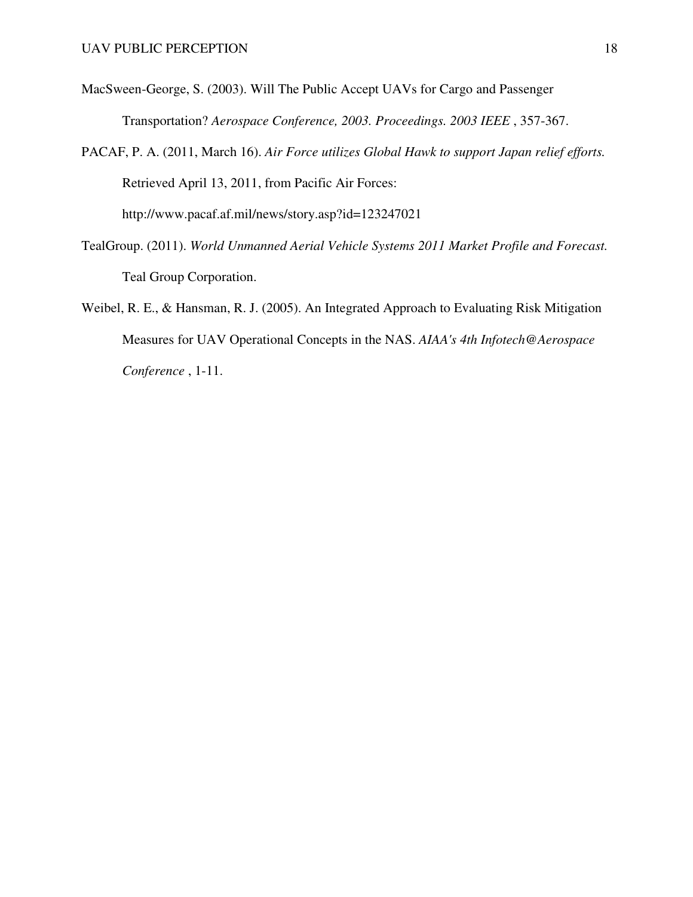MacSween-George, S. (2003). Will The Public Accept UAVs for Cargo and Passenger Transportation? *Aerospace Conference, 2003. Proceedings. 2003 IEEE* , 357-367.

PACAF, P. A. (2011, March 16). *Air Force utilizes Global Hawk to support Japan relief efforts.* Retrieved April 13, 2011, from Pacific Air Forces: http://www.pacaf.af.mil/news/story.asp?id=123247021

TealGroup. (2011). *World Unmanned Aerial Vehicle Systems 2011 Market Profile and Forecast.* Teal Group Corporation.

Weibel, R. E., & Hansman, R. J. (2005). An Integrated Approach to Evaluating Risk Mitigation Measures for UAV Operational Concepts in the NAS. *AIAA's 4th Infotech@Aerospace Conference* , 1-11.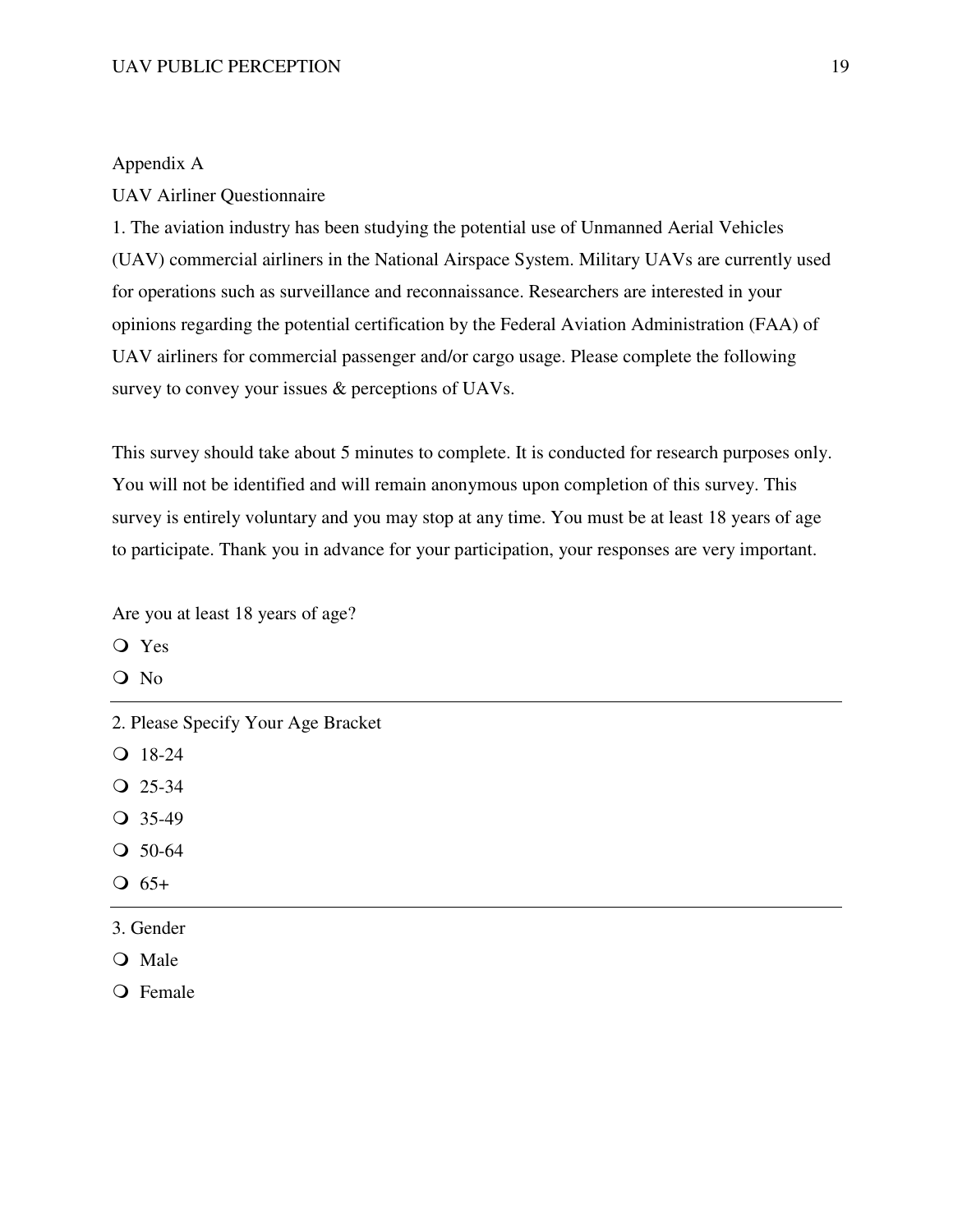Appendix A

UAV Airliner Questionnaire

1. The aviation industry has been studying the potential use of Unmanned Aerial Vehicles (UAV) commercial airliners in the National Airspace System. Military UAVs are currently used for operations such as surveillance and reconnaissance. Researchers are interested in your opinions regarding the potential certification by the Federal Aviation Administration (FAA) of UAV airliners for commercial passenger and/or cargo usage. Please complete the following survey to convey your issues & perceptions of UAVs.

This survey should take about 5 minutes to complete. It is conducted for research purposes only. You will not be identified and will remain anonymous upon completion of this survey. This survey is entirely voluntary and you may stop at any time. You must be at least 18 years of age to participate. Thank you in advance for your participation, your responses are very important.

Are you at least 18 years of age?

- ❍ Yes
- ❍ No

---

2. Please Specify Your Age Bracket

- ❍ 18-24
- ❍ 25-34
- ❍ 35-49
- ❍ 50-64
- ❍ 65+

---

3. Gender

- ❍ Male
- ❍ Female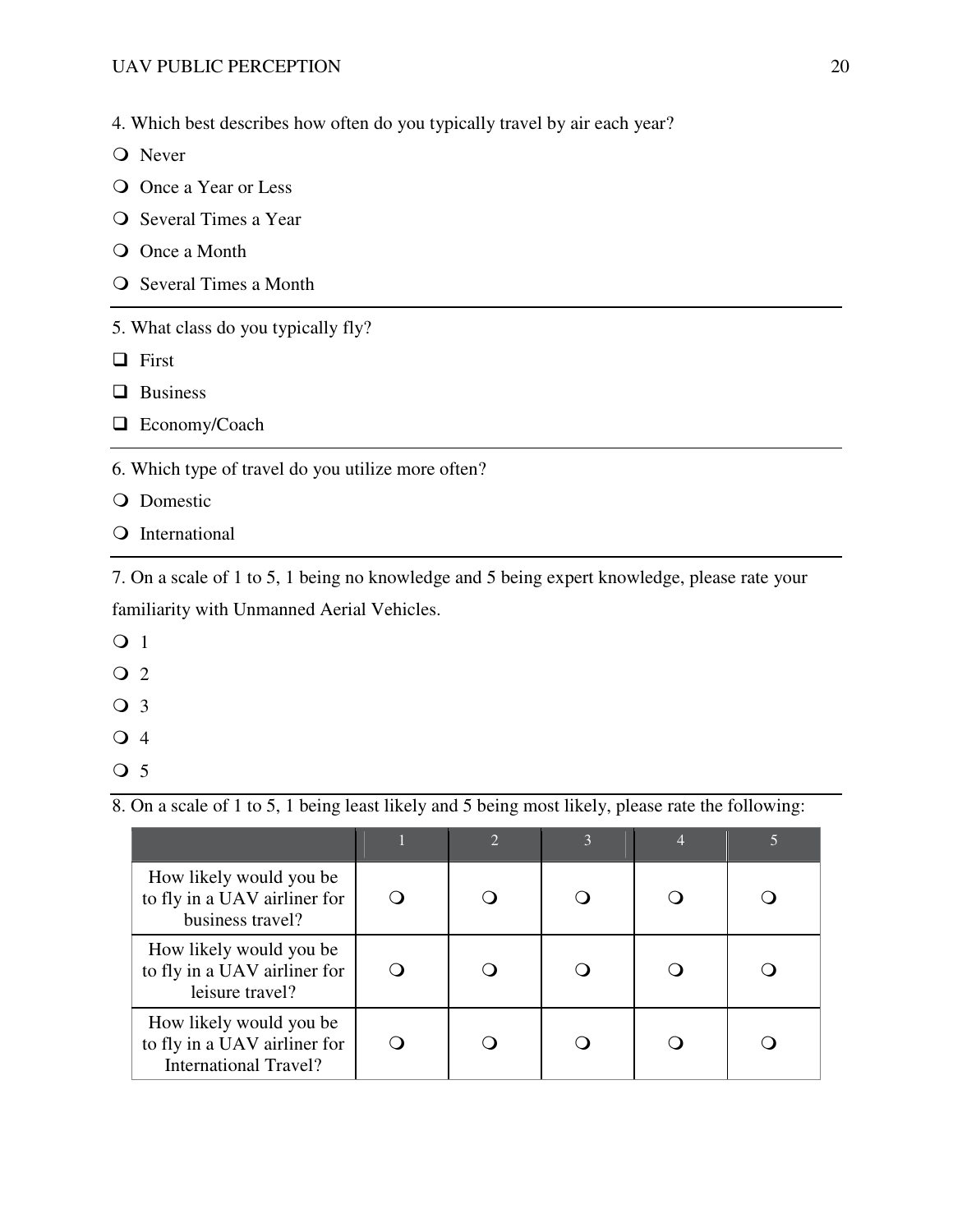4. Which best describes how often do you typically travel by air each year?

- ❍ Never
- ❍ Once a Year or Less
- ❍ Several Times a Year
- ❍ Once a Month
- ❍ Several Times a Month

---

5. What class do you typically fly?

- ❑ First
- ❑ Business
- ❑ Economy/Coach

---

6. Which type of travel do you utilize more often?

- ❍ Domestic
- ❍ International

---

7. On a scale of 1 to 5, 1 being no knowledge and 5 being expert knowledge, please rate your familiarity with Unmanned Aerial Vehicles.

- ❍ 1
- ❍ 2
- ❍ 3
- ❍ 4
- ❍ 5

---

8. On a scale of 1 to 5, 1 being least likely and 5 being most likely, please rate the following:

| | 1 | 2 | 3 | 4 | 5 |
|---|---|---|---|---|---|
| How likely would you be to fly in a UAV airliner for business travel? | ❍ | ❍ | ❍ | ❍ | ❍ |
| How likely would you be to fly in a UAV airliner for leisure travel? | ❍ | ❍ | ❍ | ❍ | ❍ |
| How likely would you be to fly in a UAV airliner for International Travel? | ❍ | ❍ | ❍ | ❍ | ❍ |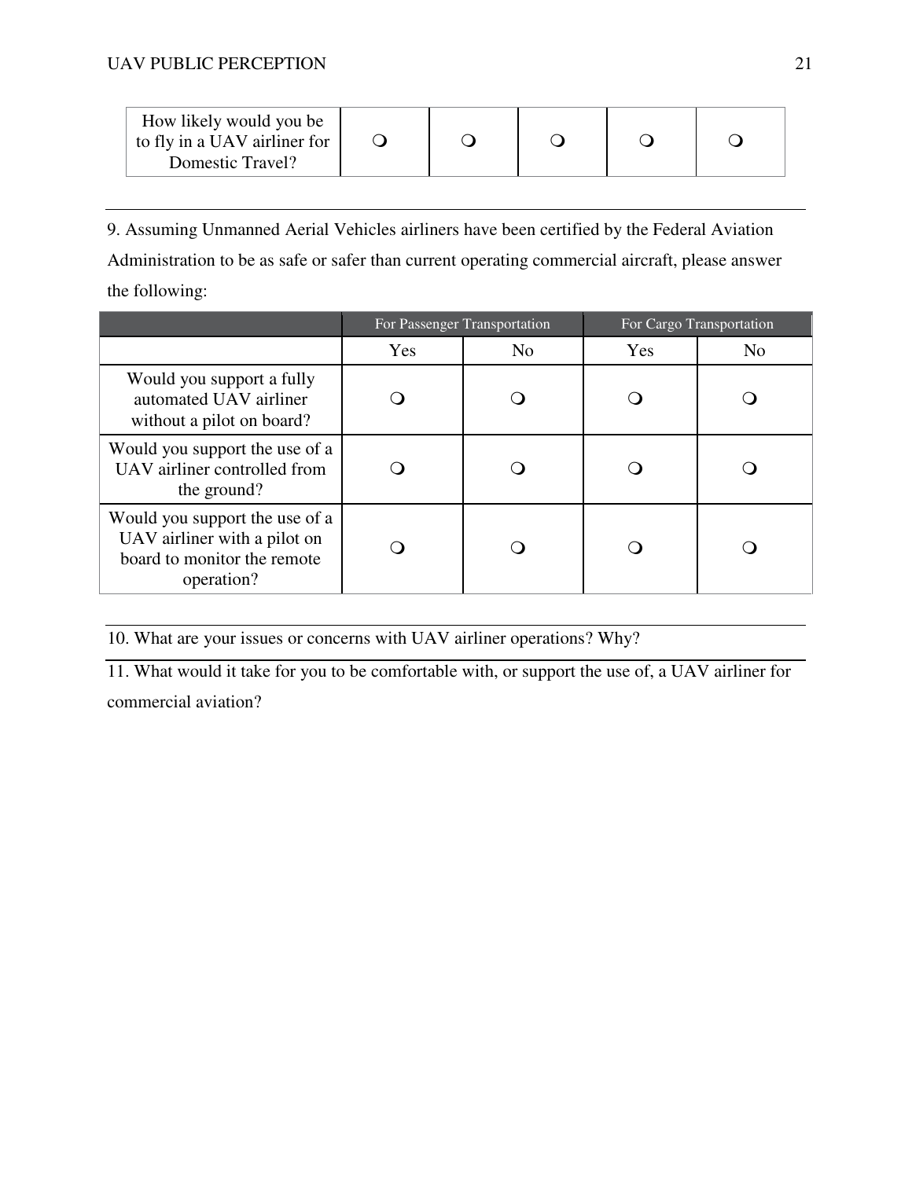| How likely would you be to fly in a UAV airliner for Domestic Travel? | ❍ | ❍ | ❍ | ❍ | ❍ |
|---|---|---|---|---|---|

9. Assuming Unmanned Aerial Vehicles airliners have been certified by the Federal Aviation Administration to be as safe or safer than current operating commercial aircraft, please answer the following:

| | For Passenger Transportation | | For Cargo Transportation | |
|---|---|---|---|---|
| | Yes | No | Yes | No |
| Would you support a fully automated UAV airliner without a pilot on board? | ❍ | ❍ | ❍ | ❍ |
| Would you support the use of a UAV airliner controlled from the ground? | ❍ | ❍ | ❍ | ❍ |
| Would you support the use of a UAV airliner with a pilot on board to monitor the remote operation? | ❍ | ❍ | ❍ | ❍ |

10. What are your issues or concerns with UAV airliner operations? Why?

11. What would it take for you to be comfortable with, or support the use of, a UAV airliner for commercial aviation?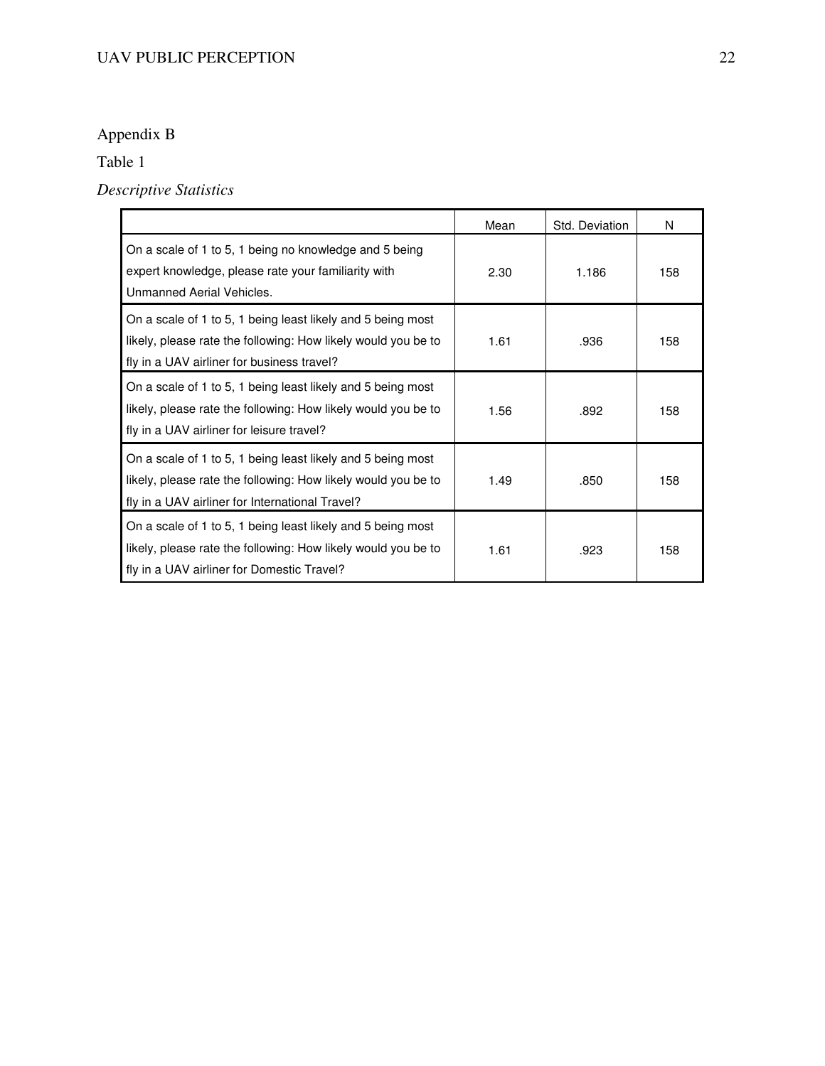## Appendix B

Table 1

*Descriptive Statistics*

| | Mean | Std. Deviation | N |
|---|---|---|---|
| On a scale of 1 to 5, 1 being no knowledge and 5 being expert knowledge, please rate your familiarity with Unmanned Aerial Vehicles. | 2.30 | 1.186 | 158 |
| On a scale of 1 to 5, 1 being least likely and 5 being most likely, please rate the following: How likely would you be to fly in a UAV airliner for business travel? | 1.61 | .936 | 158 |
| On a scale of 1 to 5, 1 being least likely and 5 being most likely, please rate the following: How likely would you be to fly in a UAV airliner for leisure travel? | 1.56 | .892 | 158 |
| On a scale of 1 to 5, 1 being least likely and 5 being most likely, please rate the following: How likely would you be to fly in a UAV airliner for International Travel? | 1.49 | .850 | 158 |
| On a scale of 1 to 5, 1 being least likely and 5 being most likely, please rate the following: How likely would you be to fly in a UAV airliner for Domestic Travel? | 1.61 | .923 | 158 |